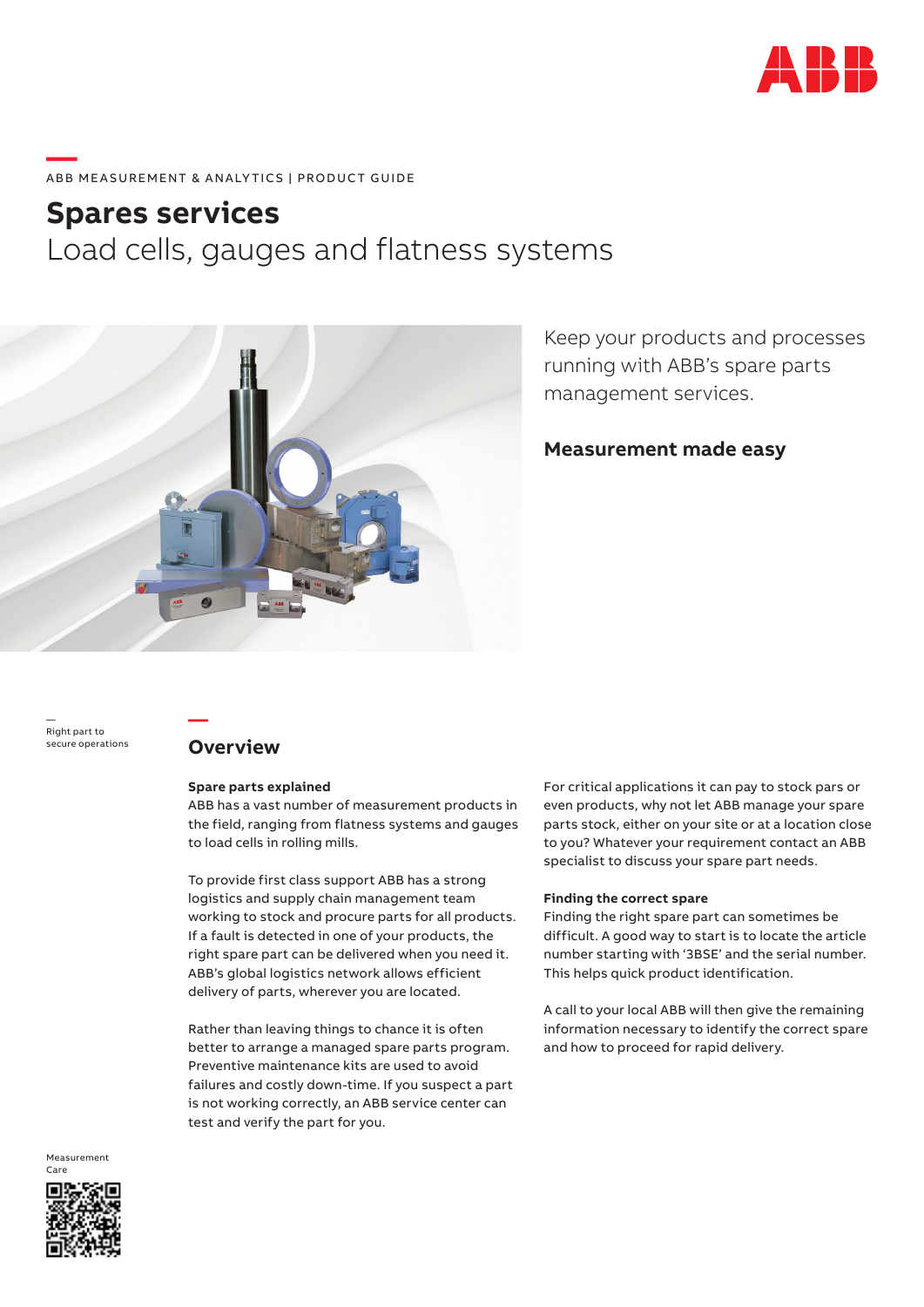ABB MEASUREMENT & ANALYTICS | PRODUCT GUIDE

# Spares services

## Load cells, gauges and flatness systems

Keep your products and processes running with ABB's spare parts management services.

**Measurement made easy**

—
Right part to secure operations

## Overview

**Spare parts explained**
ABB has a vast number of measurement products in the field, ranging from flatness systems and gauges to load cells in rolling mills.

To provide first class support ABB has a strong logistics and supply chain management team working to stock and procure parts for all products. If a fault is detected in one of your products, the right spare part can be delivered when you need it. ABB's global logistics network allows efficient delivery of parts, wherever you are located.

Rather than leaving things to chance it is often better to arrange a managed spare parts program. Preventive maintenance kits are used to avoid failures and costly down-time. If you suspect a part is not working correctly, an ABB service center can test and verify the part for you.

For critical applications it can pay to stock pars or even products, why not let ABB manage your spare parts stock, either on your site or at a location close to you? Whatever your requirement contact an ABB specialist to discuss your spare part needs.

**Finding the correct spare**
Finding the right spare part can sometimes be difficult. A good way to start is to locate the article number starting with '3BSE' and the serial number. This helps quick product identification.

A call to your local ABB will then give the remaining information necessary to identify the correct spare and how to proceed for rapid delivery.

Measurement Care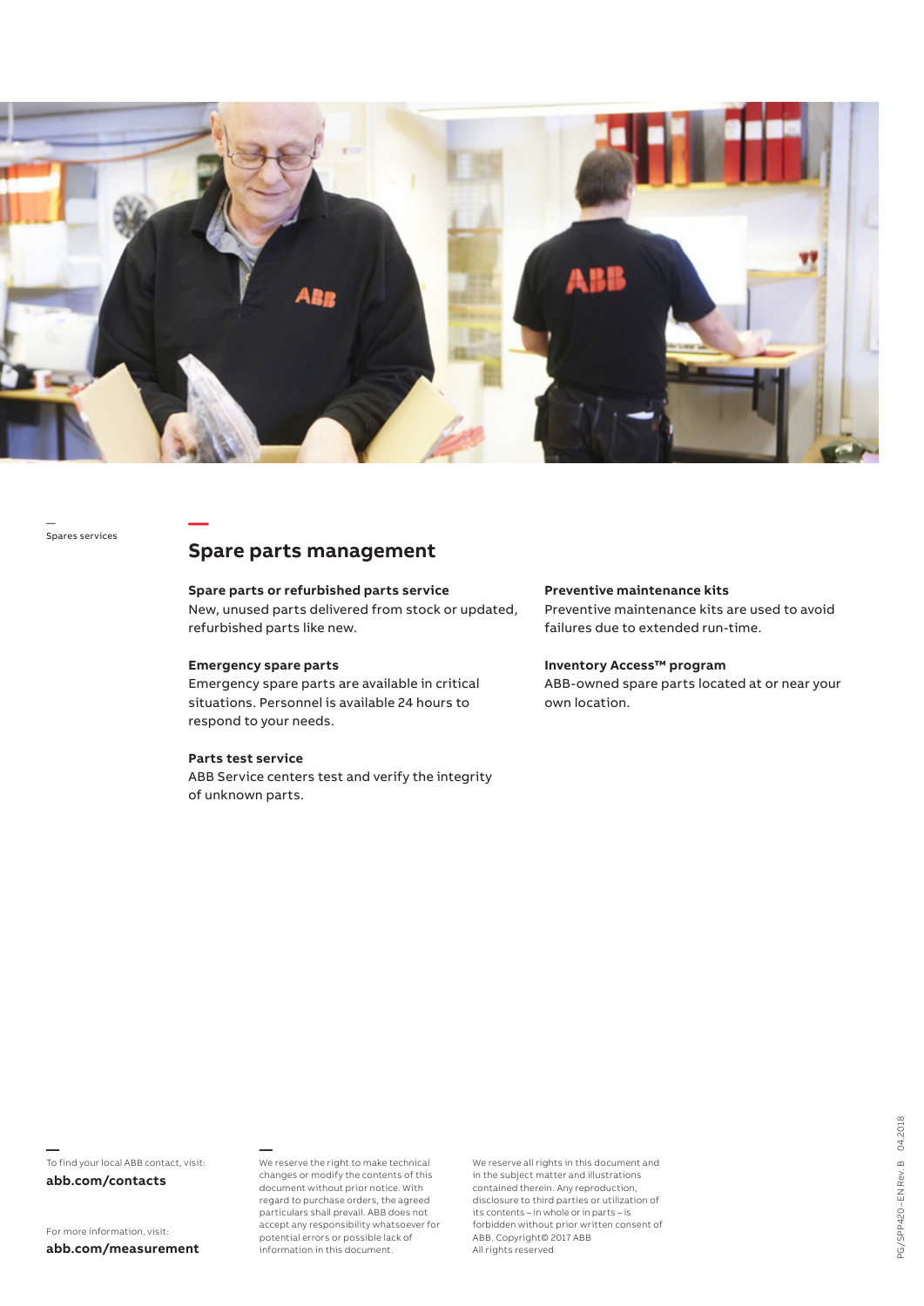Spares services

## Spare parts management

**Spare parts or refurbished parts service**
New, unused parts delivered from stock or updated, refurbished parts like new.

**Emergency spare parts**
Emergency spare parts are available in critical situations. Personnel is available 24 hours to respond to your needs.

**Parts test service**
ABB Service centers test and verify the integrity of unknown parts.

**Preventive maintenance kits**
Preventive maintenance kits are used to avoid failures due to extended run-time.

**Inventory Access™ program**
ABB-owned spare parts located at or near your own location.

To find your local ABB contact, visit:
**abb.com/contacts**

For more information, visit:
**abb.com/measurement**

We reserve the right to make technical changes or modify the contents of this document without prior notice. With regard to purchase orders, the agreed particulars shall prevail. ABB does not accept any responsibility whatsoever for potential errors or possible lack of information in this document.

We reserve all rights in this document and in the subject matter and illustrations contained therein. Any reproduction, disclosure to third parties or utilization of its contents – in whole or in parts – is forbidden without prior written consent of ABB. Copyright© 2017 ABB
All rights reserved

PG/SPP420–EN Rev. B 04.2018